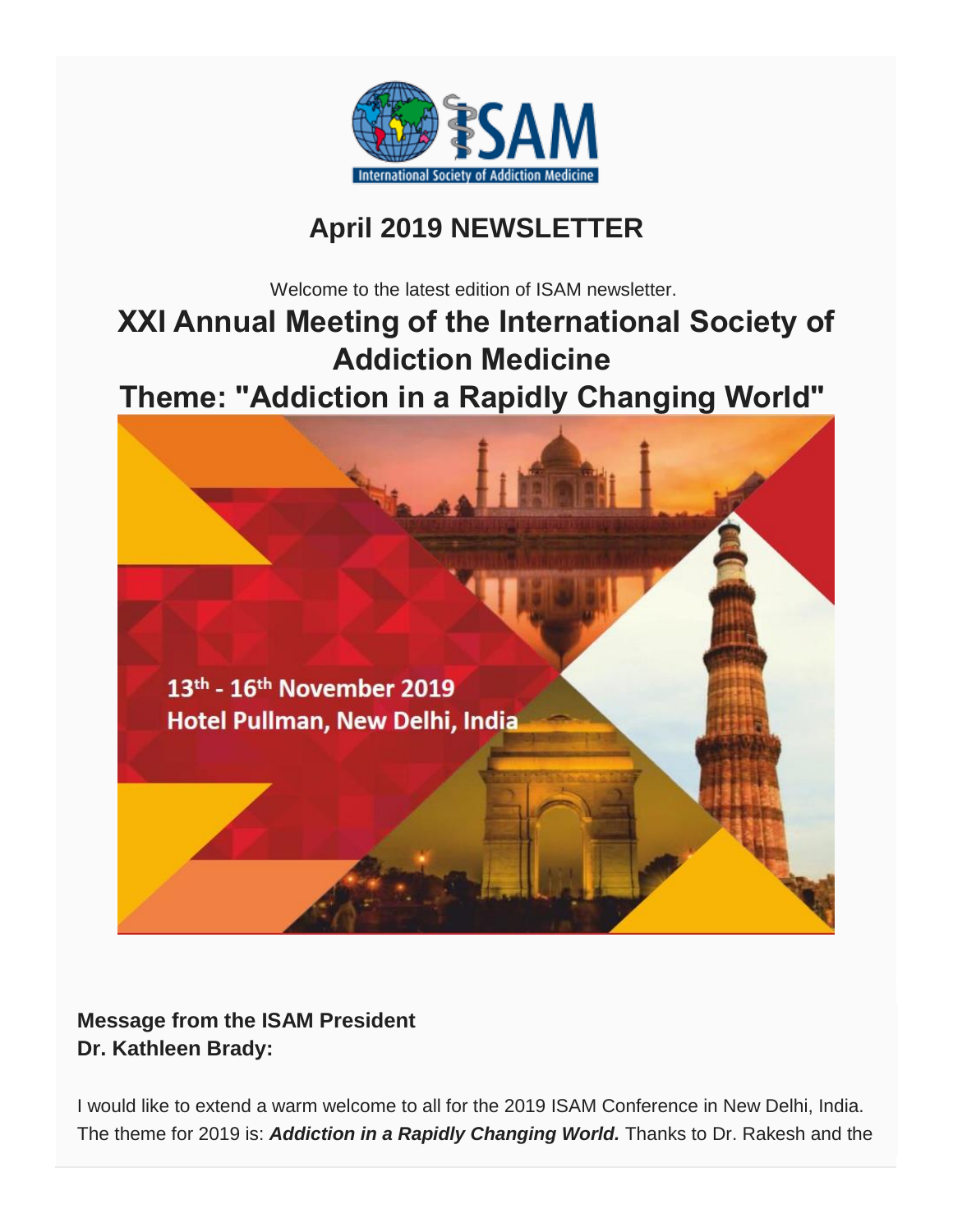# April 2019 NEWSLETTER

Welcome to the latest edition of ISAM newsletter.

## XXI Annual Meeting of the International Society of Addiction Medicine

## Theme: "Addiction in a Rapidly Changing World"

13th - 16th November 2019
Hotel Pullman, New Delhi, India

**Message from the ISAM President**
**Dr. Kathleen Brady:**

I would like to extend a warm welcome to all for the 2019 ISAM Conference in New Delhi, India. The theme for 2019 is: ***Addiction in a Rapidly Changing World.*** Thanks to Dr. Rakesh and the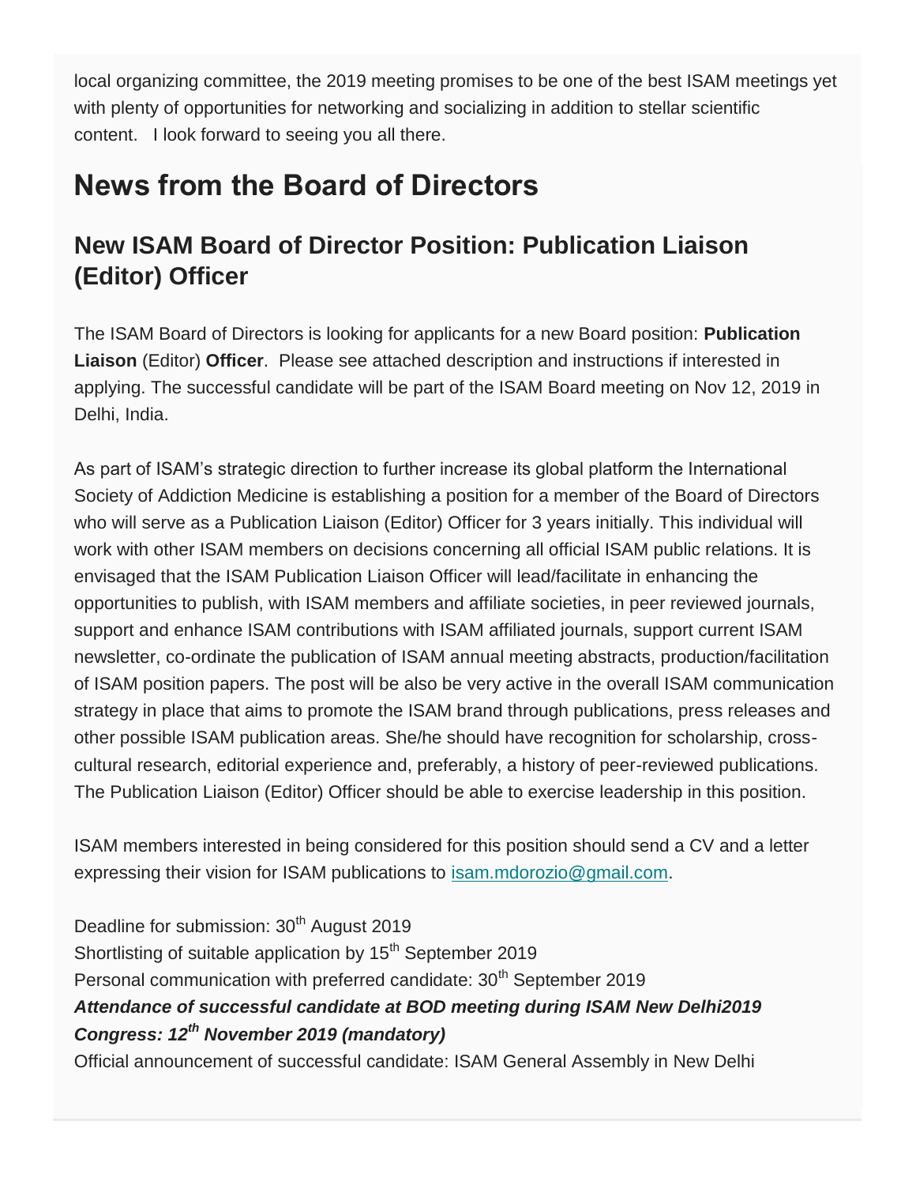local organizing committee, the 2019 meeting promises to be one of the best ISAM meetings yet with plenty of opportunities for networking and socializing in addition to stellar scientific content. I look forward to seeing you all there.

# News from the Board of Directors

## New ISAM Board of Director Position: Publication Liaison (Editor) Officer

The ISAM Board of Directors is looking for applicants for a new Board position: **Publication Liaison** (Editor) **Officer**. Please see attached description and instructions if interested in applying. The successful candidate will be part of the ISAM Board meeting on Nov 12, 2019 in Delhi, India.

As part of ISAM's strategic direction to further increase its global platform the International Society of Addiction Medicine is establishing a position for a member of the Board of Directors who will serve as a Publication Liaison (Editor) Officer for 3 years initially. This individual will work with other ISAM members on decisions concerning all official ISAM public relations. It is envisaged that the ISAM Publication Liaison Officer will lead/facilitate in enhancing the opportunities to publish, with ISAM members and affiliate societies, in peer reviewed journals, support and enhance ISAM contributions with ISAM affiliated journals, support current ISAM newsletter, co-ordinate the publication of ISAM annual meeting abstracts, production/facilitation of ISAM position papers. The post will be also be very active in the overall ISAM communication strategy in place that aims to promote the ISAM brand through publications, press releases and other possible ISAM publication areas. She/he should have recognition for scholarship, cross-cultural research, editorial experience and, preferably, a history of peer-reviewed publications. The Publication Liaison (Editor) Officer should be able to exercise leadership in this position.

ISAM members interested in being considered for this position should send a CV and a letter expressing their vision for ISAM publications to isam.mdorozio@gmail.com.

Deadline for submission: 30th August 2019
Shortlisting of suitable application by 15th September 2019
Personal communication with preferred candidate: 30th September 2019
***Attendance of successful candidate at BOD meeting during ISAM New Delhi2019 Congress: 12th November 2019 (mandatory)***
Official announcement of successful candidate: ISAM General Assembly in New Delhi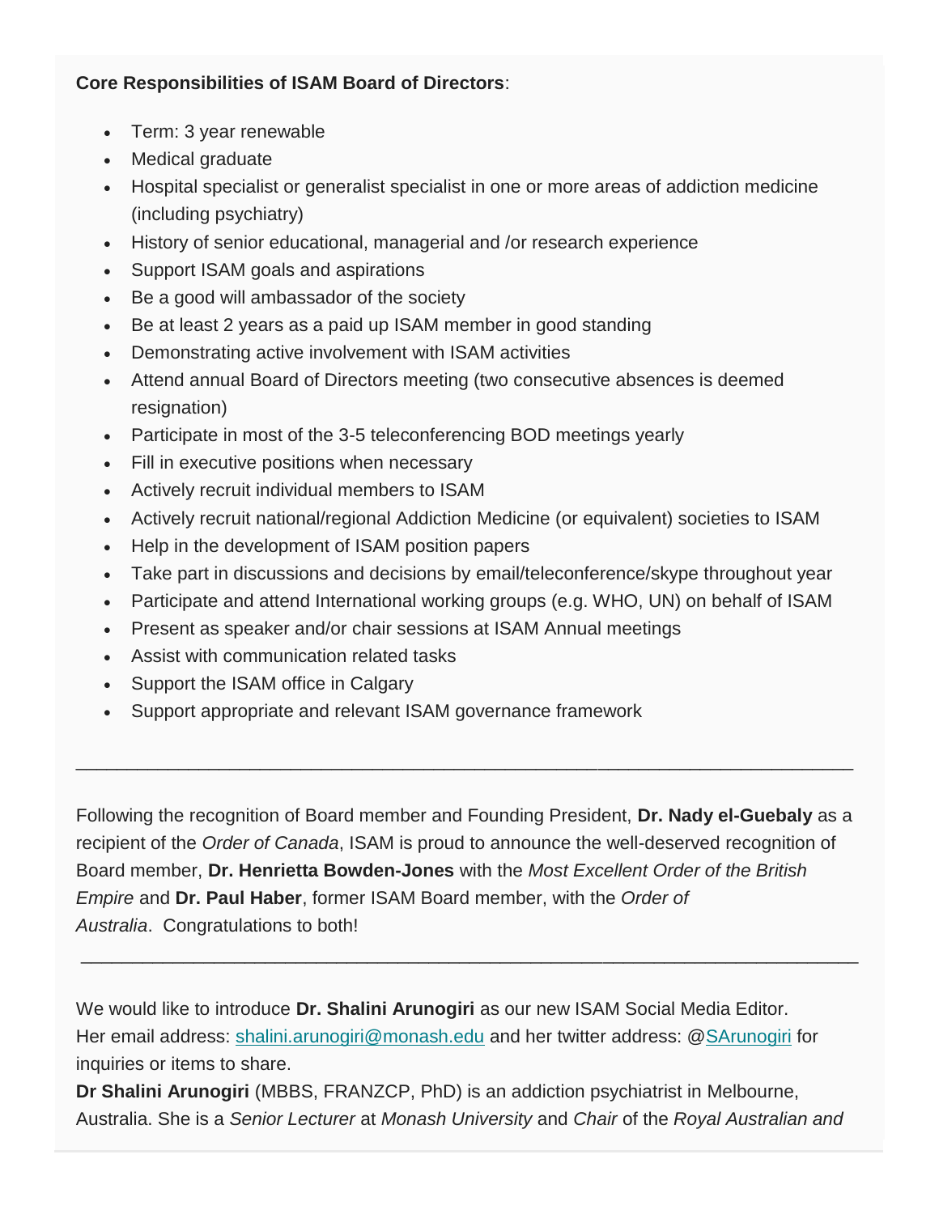**Core Responsibilities of ISAM Board of Directors**:

- Term: 3 year renewable
- Medical graduate
- Hospital specialist or generalist specialist in one or more areas of addiction medicine (including psychiatry)
- History of senior educational, managerial and /or research experience
- Support ISAM goals and aspirations
- Be a good will ambassador of the society
- Be at least 2 years as a paid up ISAM member in good standing
- Demonstrating active involvement with ISAM activities
- Attend annual Board of Directors meeting (two consecutive absences is deemed resignation)
- Participate in most of the 3-5 teleconferencing BOD meetings yearly
- Fill in executive positions when necessary
- Actively recruit individual members to ISAM
- Actively recruit national/regional Addiction Medicine (or equivalent) societies to ISAM
- Help in the development of ISAM position papers
- Take part in discussions and decisions by email/teleconference/skype throughout year
- Participate and attend International working groups (e.g. WHO, UN) on behalf of ISAM
- Present as speaker and/or chair sessions at ISAM Annual meetings
- Assist with communication related tasks
- Support the ISAM office in Calgary
- Support appropriate and relevant ISAM governance framework

---

Following the recognition of Board member and Founding President, **Dr. Nady el-Guebaly** as a recipient of the *Order of Canada*, ISAM is proud to announce the well-deserved recognition of Board member, **Dr. Henrietta Bowden-Jones** with the *Most Excellent Order of the British Empire* and **Dr. Paul Haber**, former ISAM Board member, with the *Order of Australia*. Congratulations to both!

---

We would like to introduce **Dr. Shalini Arunogiri** as our new ISAM Social Media Editor. Her email address: shalini.arunogiri@monash.edu and her twitter address: @SArunogiri for inquiries or items to share.

**Dr Shalini Arunogiri** (MBBS, FRANZCP, PhD) is an addiction psychiatrist in Melbourne, Australia. She is a *Senior Lecturer* at *Monash University* and *Chair* of the *Royal Australian and*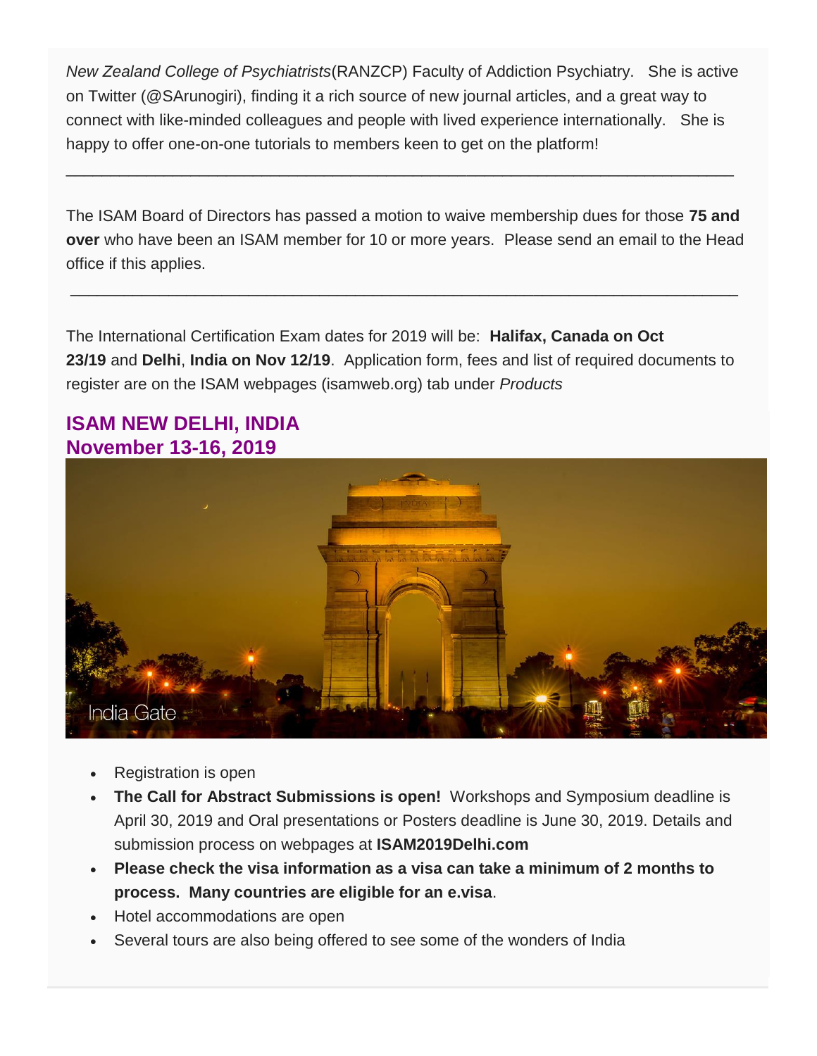*New Zealand College of Psychiatrists*(RANZCP) Faculty of Addiction Psychiatry. She is active on Twitter (@SArunogiri), finding it a rich source of new journal articles, and a great way to connect with like-minded colleagues and people with lived experience internationally. She is happy to offer one-on-one tutorials to members keen to get on the platform!

---

The ISAM Board of Directors has passed a motion to waive membership dues for those **75 and over** who have been an ISAM member for 10 or more years. Please send an email to the Head office if this applies.

---

The International Certification Exam dates for 2019 will be: **Halifax, Canada on Oct 23/19** and **Delhi**, **India on Nov 12/19**. Application form, fees and list of required documents to register are on the ISAM webpages (isamweb.org) tab under *Products*

## ISAM NEW DELHI, INDIA
## November 13-16, 2019

India Gate

- Registration is open
- **The Call for Abstract Submissions is open!** Workshops and Symposium deadline is April 30, 2019 and Oral presentations or Posters deadline is June 30, 2019. Details and submission process on webpages at **ISAM2019Delhi.com**
- **Please check the visa information as a visa can take a minimum of 2 months to process. Many countries are eligible for an e.visa**.
- Hotel accommodations are open
- Several tours are also being offered to see some of the wonders of India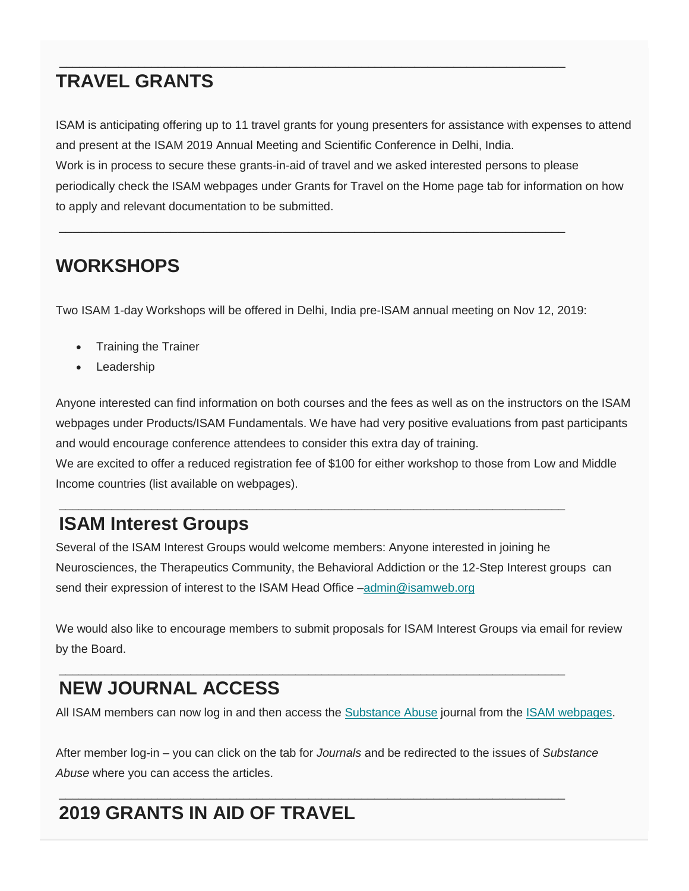## TRAVEL GRANTS

ISAM is anticipating offering up to 11 travel grants for young presenters for assistance with expenses to attend and present at the ISAM 2019 Annual Meeting and Scientific Conference in Delhi, India.
Work is in process to secure these grants-in-aid of travel and we asked interested persons to please periodically check the ISAM webpages under Grants for Travel on the Home page tab for information on how to apply and relevant documentation to be submitted.

## WORKSHOPS

Two ISAM 1-day Workshops will be offered in Delhi, India pre-ISAM annual meeting on Nov 12, 2019:

- Training the Trainer
- Leadership

Anyone interested can find information on both courses and the fees as well as on the instructors on the ISAM webpages under Products/ISAM Fundamentals. We have had very positive evaluations from past participants and would encourage conference attendees to consider this extra day of training.
We are excited to offer a reduced registration fee of $100 for either workshop to those from Low and Middle Income countries (list available on webpages).

## ISAM Interest Groups

Several of the ISAM Interest Groups would welcome members: Anyone interested in joining he Neurosciences, the Therapeutics Community, the Behavioral Addiction or the 12-Step Interest groups can send their expression of interest to the ISAM Head Office –admin@isamweb.org

We would also like to encourage members to submit proposals for ISAM Interest Groups via email for review by the Board.

## NEW JOURNAL ACCESS

All ISAM members can now log in and then access the Substance Abuse journal from the ISAM webpages.

After member log-in – you can click on the tab for *Journals* and be redirected to the issues of *Substance Abuse* where you can access the articles.

## 2019 GRANTS IN AID OF TRAVEL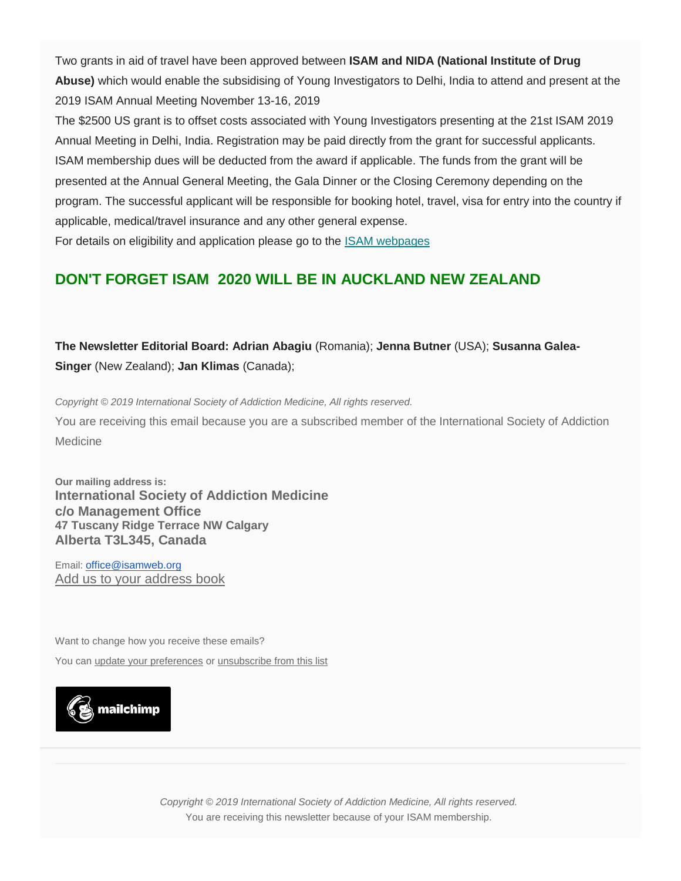Two grants in aid of travel have been approved between **ISAM and NIDA (National Institute of Drug Abuse)** which would enable the subsidising of Young Investigators to Delhi, India to attend and present at the 2019 ISAM Annual Meeting November 13-16, 2019

The $2500 US grant is to offset costs associated with Young Investigators presenting at the 21st ISAM 2019 Annual Meeting in Delhi, India. Registration may be paid directly from the grant for successful applicants. ISAM membership dues will be deducted from the award if applicable. The funds from the grant will be presented at the Annual General Meeting, the Gala Dinner or the Closing Ceremony depending on the program. The successful applicant will be responsible for booking hotel, travel, visa for entry into the country if applicable, medical/travel insurance and any other general expense.

For details on eligibility and application please go to the ISAM webpages

## DON'T FORGET ISAM 2020 WILL BE IN AUCKLAND NEW ZEALAND

**The Newsletter Editorial Board: Adrian Abagiu** (Romania); **Jenna Butner** (USA); **Susanna Galea-Singer** (New Zealand); **Jan Klimas** (Canada);

*Copyright © 2019 International Society of Addiction Medicine, All rights reserved.*

You are receiving this email because you are a subscribed member of the International Society of Addiction Medicine

**Our mailing address is:**
**International Society of Addiction Medicine**
**c/o Management Office**
**47 Tuscany Ridge Terrace NW Calgary**
**Alberta T3L345, Canada**

Email: office@isamweb.org
Add us to your address book

Want to change how you receive these emails?

You can update your preferences or unsubscribe from this list

mailchimp

*Copyright © 2019 International Society of Addiction Medicine, All rights reserved.*

You are receiving this newsletter because of your ISAM membership.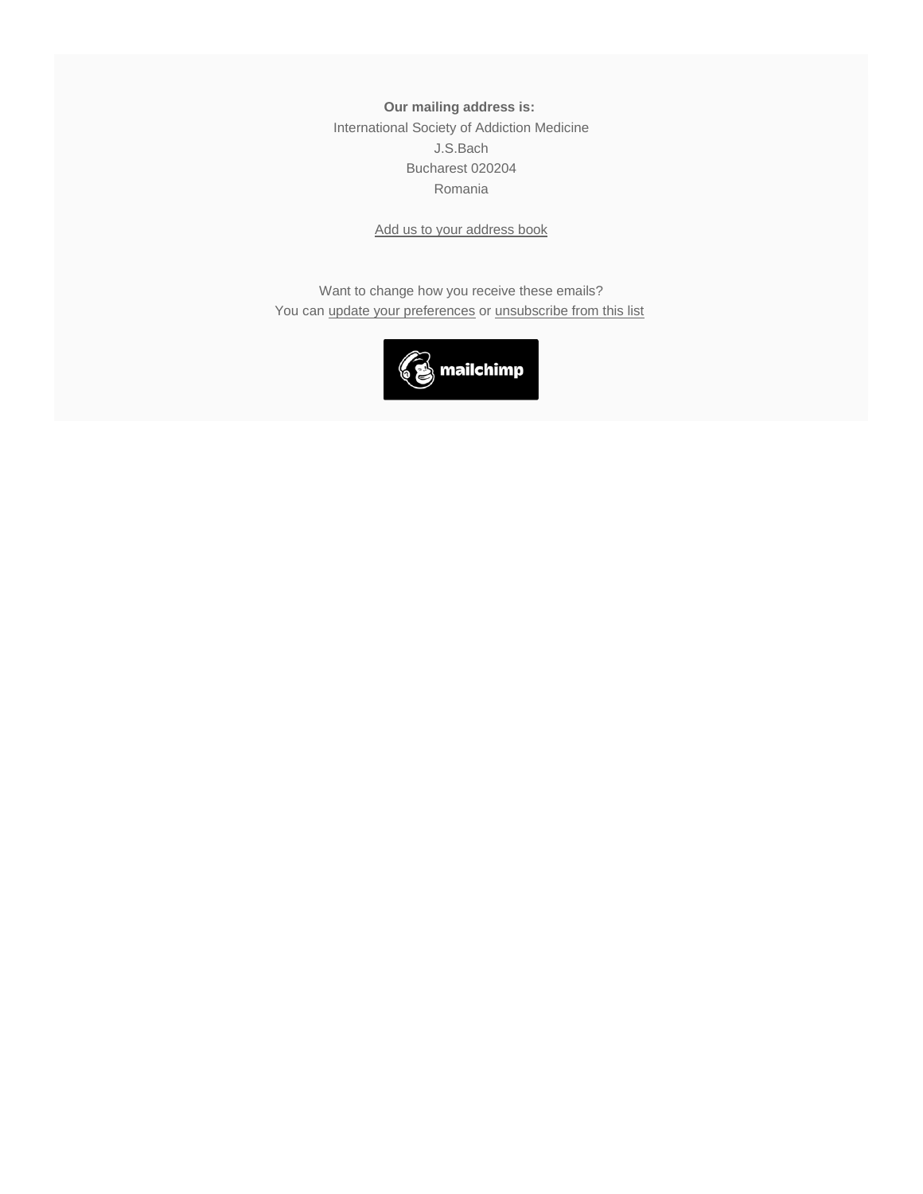**Our mailing address is:**
International Society of Addiction Medicine
J.S.Bach
Bucharest 020204
Romania

Add us to your address book

Want to change how you receive these emails?
You can update your preferences or unsubscribe from this list